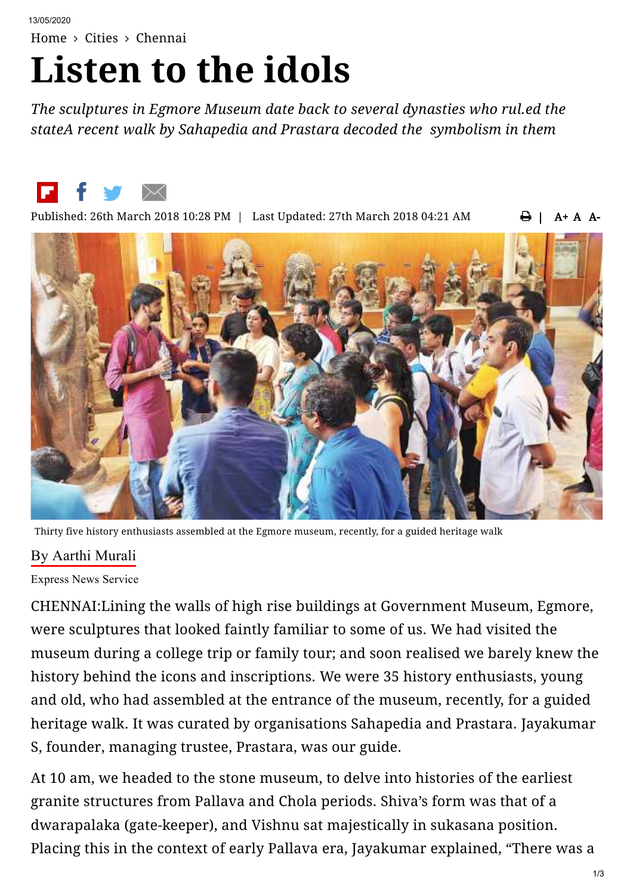Home › Cities › Chennai

# Listen to the idols

*The sculptures in Egmore Museum date back to several dynasties who rul.ed the stateA recent walk by Sahapedia and Prastara decoded the symbolism in them*

Published: 26th March 2018 10:28 PM | Last Updated: 27th March 2018 04:21 AM

Thirty five history enthusiasts assembled at the Egmore museum, recently, for a guided heritage walk

By Aarthi Murali

Express News Service

CHENNAI:Lining the walls of high rise buildings at Government Museum, Egmore, were sculptures that looked faintly familiar to some of us. We had visited the museum during a college trip or family tour; and soon realised we barely knew the history behind the icons and inscriptions. We were 35 history enthusiasts, young and old, who had assembled at the entrance of the museum, recently, for a guided heritage walk. It was curated by organisations Sahapedia and Prastara. Jayakumar S, founder, managing trustee, Prastara, was our guide.

At 10 am, we headed to the stone museum, to delve into histories of the earliest granite structures from Pallava and Chola periods. Shiva's form was that of a dwarapalaka (gate-keeper), and Vishnu sat majestically in sukasana position. Placing this in the context of early Pallava era, Jayakumar explained, "There was a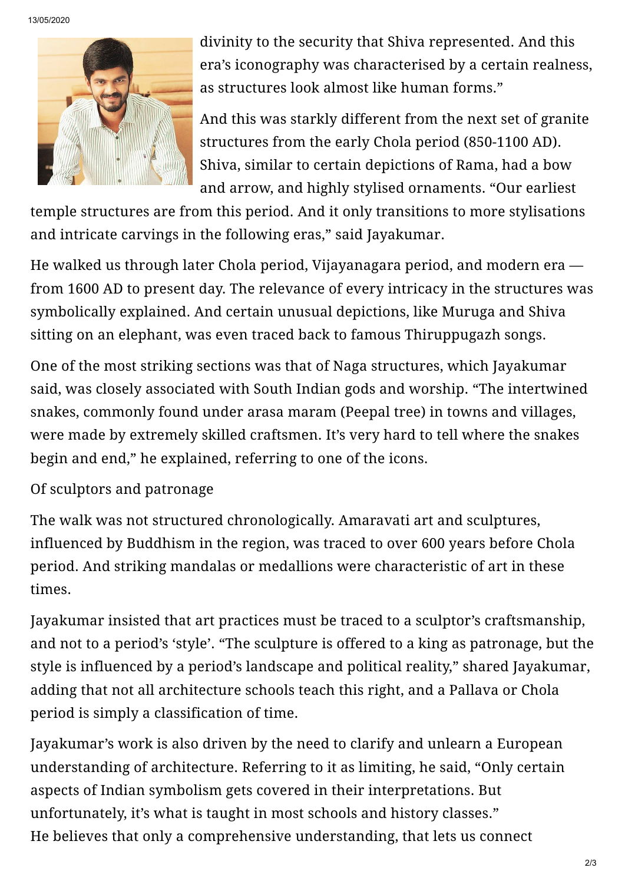divinity to the security that Shiva represented. And this era's iconography was characterised by a certain realness, as structures look almost like human forms."

And this was starkly different from the next set of granite structures from the early Chola period (850-1100 AD). Shiva, similar to certain depictions of Rama, had a bow and arrow, and highly stylised ornaments. "Our earliest temple structures are from this period. And it only transitions to more stylisations and intricate carvings in the following eras," said Jayakumar.

He walked us through later Chola period, Vijayanagara period, and modern era — from 1600 AD to present day. The relevance of every intricacy in the structures was symbolically explained. And certain unusual depictions, like Muruga and Shiva sitting on an elephant, was even traced back to famous Thiruppugazh songs.

One of the most striking sections was that of Naga structures, which Jayakumar said, was closely associated with South Indian gods and worship. "The intertwined snakes, commonly found under arasa maram (Peepal tree) in towns and villages, were made by extremely skilled craftsmen. It's very hard to tell where the snakes begin and end," he explained, referring to one of the icons.

## Of sculptors and patronage

The walk was not structured chronologically. Amaravati art and sculptures, influenced by Buddhism in the region, was traced to over 600 years before Chola period. And striking mandalas or medallions were characteristic of art in these times.

Jayakumar insisted that art practices must be traced to a sculptor's craftsmanship, and not to a period's 'style'. "The sculpture is offered to a king as patronage, but the style is influenced by a period's landscape and political reality," shared Jayakumar, adding that not all architecture schools teach this right, and a Pallava or Chola period is simply a classification of time.

Jayakumar's work is also driven by the need to clarify and unlearn a European understanding of architecture. Referring to it as limiting, he said, "Only certain aspects of Indian symbolism gets covered in their interpretations. But unfortunately, it's what is taught in most schools and history classes."
He believes that only a comprehensive understanding, that lets us connect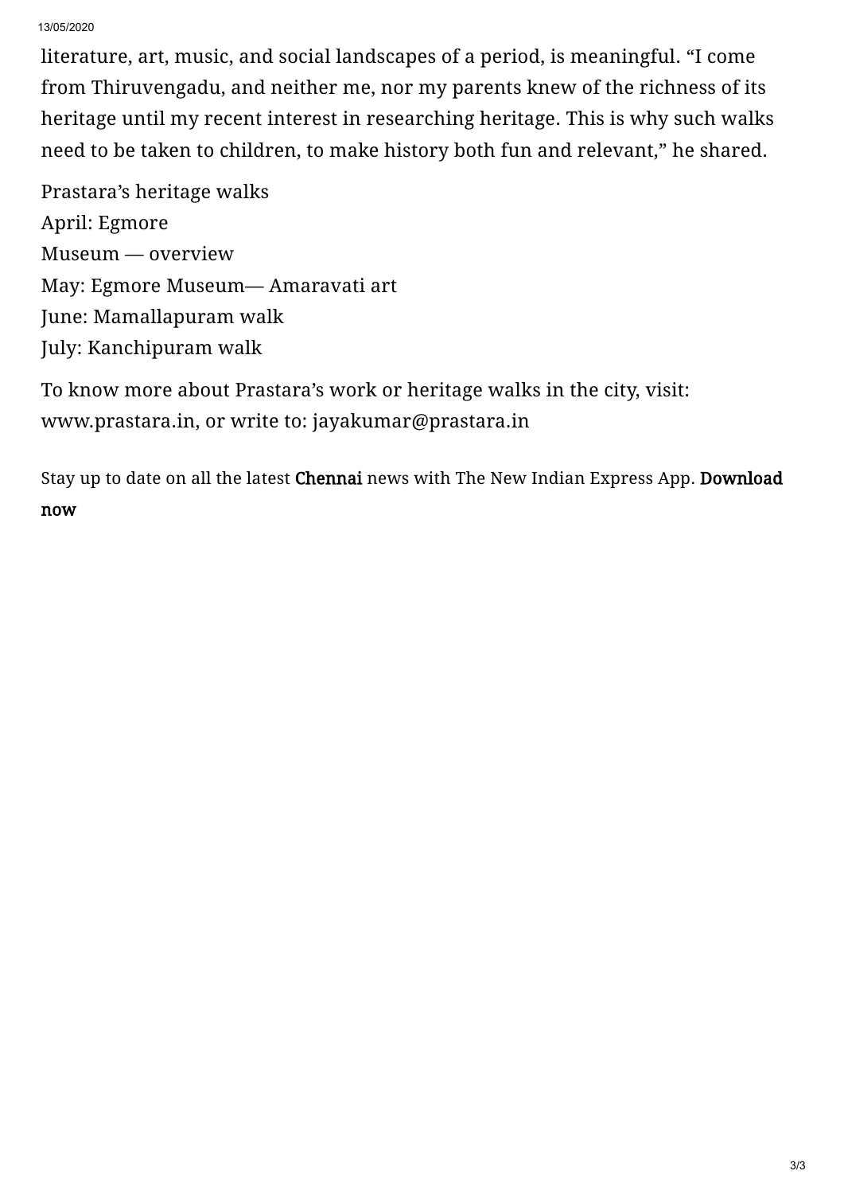literature, art, music, and social landscapes of a period, is meaningful. "I come from Thiruvengadu, and neither me, nor my parents knew of the richness of its heritage until my recent interest in researching heritage. This is why such walks need to be taken to children, to make history both fun and relevant," he shared.

Prastara's heritage walks
April: Egmore
Museum — overview
May: Egmore Museum— Amaravati art
June: Mamallapuram walk
July: Kanchipuram walk

To know more about Prastara's work or heritage walks in the city, visit: www.prastara.in, or write to: jayakumar@prastara.in

Stay up to date on all the latest Chennai news with The New Indian Express App. Download now